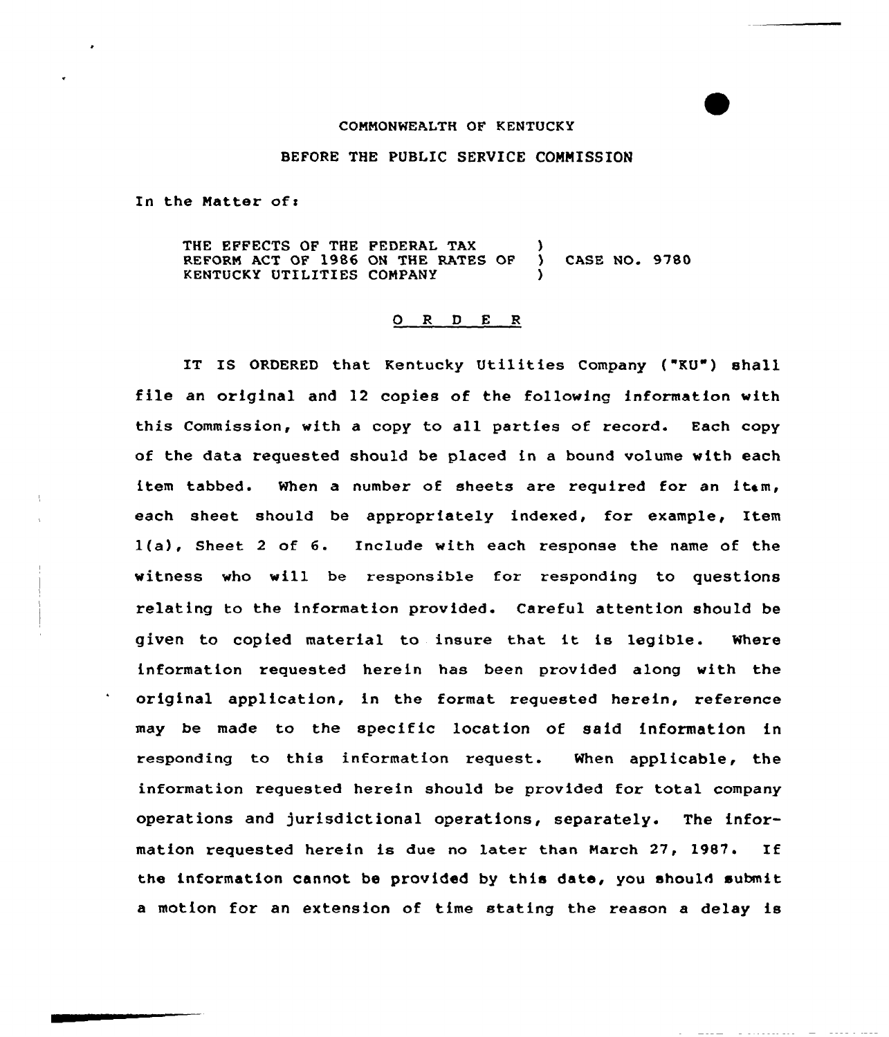COMMONWEALTH OF KENTUCKY

BEFORE THE PUBLIC SERVICE COMMISSION

In the Matter of:

THE EFFECTS OF THE FEDERAL TAX REFORM ACT OF 1986 ON THE RATES OF KENTUCKY UTILITIES COMPANY ) CASE NO. 9780

O R D E R

IT IS ORDERED that Kentucky Utilities Company ("KU") shall file an original and 12 copies of the following information with this Commission, with a copy to all parties of record. Each copy of the data requested should be placed in a bound volume with each item tabbed. When a number of sheets are required for an item, each sheet should be appropriately indexed, for example, Item 1(a), Sheet 2 of 6. Include with each response the name of the witness who will be responsible for responding to questions relating to the information provided. Careful attention should be given to copied material to insure that it is legible. Where information requested herein has been provided along with the original application, in the format requested herein, reference may be made to the specific location of said information in responding to this information request. When applicable, the information requested herein should be provided for total company operations and jurisdictional operations, separately. The information requested herein is due no later than March 27, 1987. If the information cannot be provided by this date, you should submit a motion for an extension of time stating the reason a delay is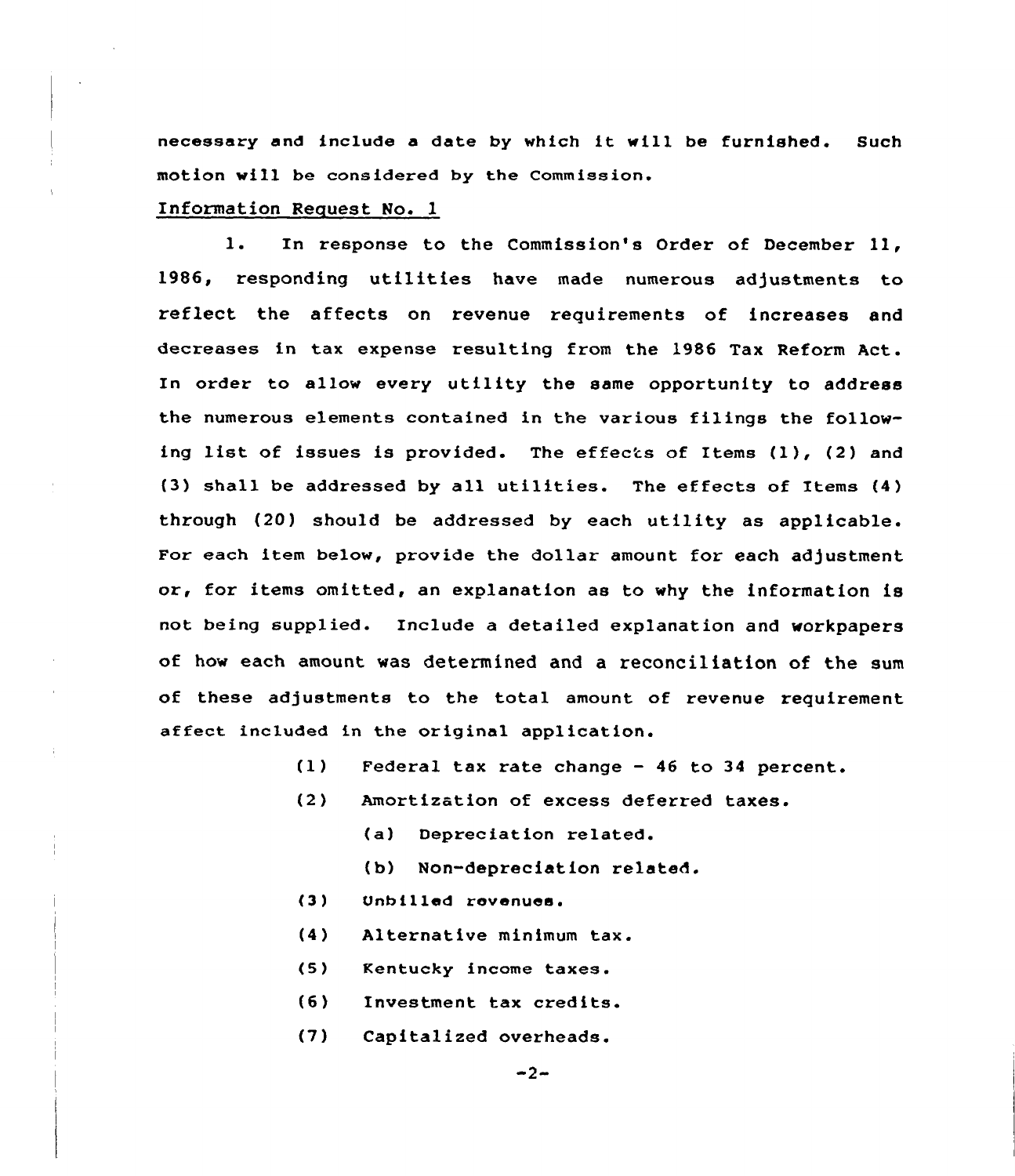necessary and include a date by which it will be furnished. Such motion will be considered by the Commission.

Information Request No. 1

1. In response to the Commission's Order of December 11, 1986, responding utilities have made numerous adjustments to reflect the affects on revenue requirements of increases and decreases in tax expense resulting from the 1986 Tax Reform Act. In order to allow every utility the same opportunity to address the numerous elements contained in the various filings the following list of issues is provided. The effects of Items (1), (2) and (3) shall be addressed by all utilities. The effects of Items (4) through (20) should be addressed by each utility as applicable. For each item below, provide the dollar amount for each adjustment or, for items omitted, an explanation as to why the information is not being supplied. Include a detailed explanation and workpapers of how each amount was determined and a reconciliation of the sum of these adjustments to the total amount of revenue requirement affect included in the original application.

(1) Federal tax rate change - 46 to 34 percent.

(2) Amortization of excess deferred taxes.

 (a) Depreciation related.

 (b) Non-depreciation related.

(3) Unbilled revenues.

(4) Alternative minimum tax.

(5) Kentucky income taxes.

(6) Investment tax credits.

(7) Capitalized overheads.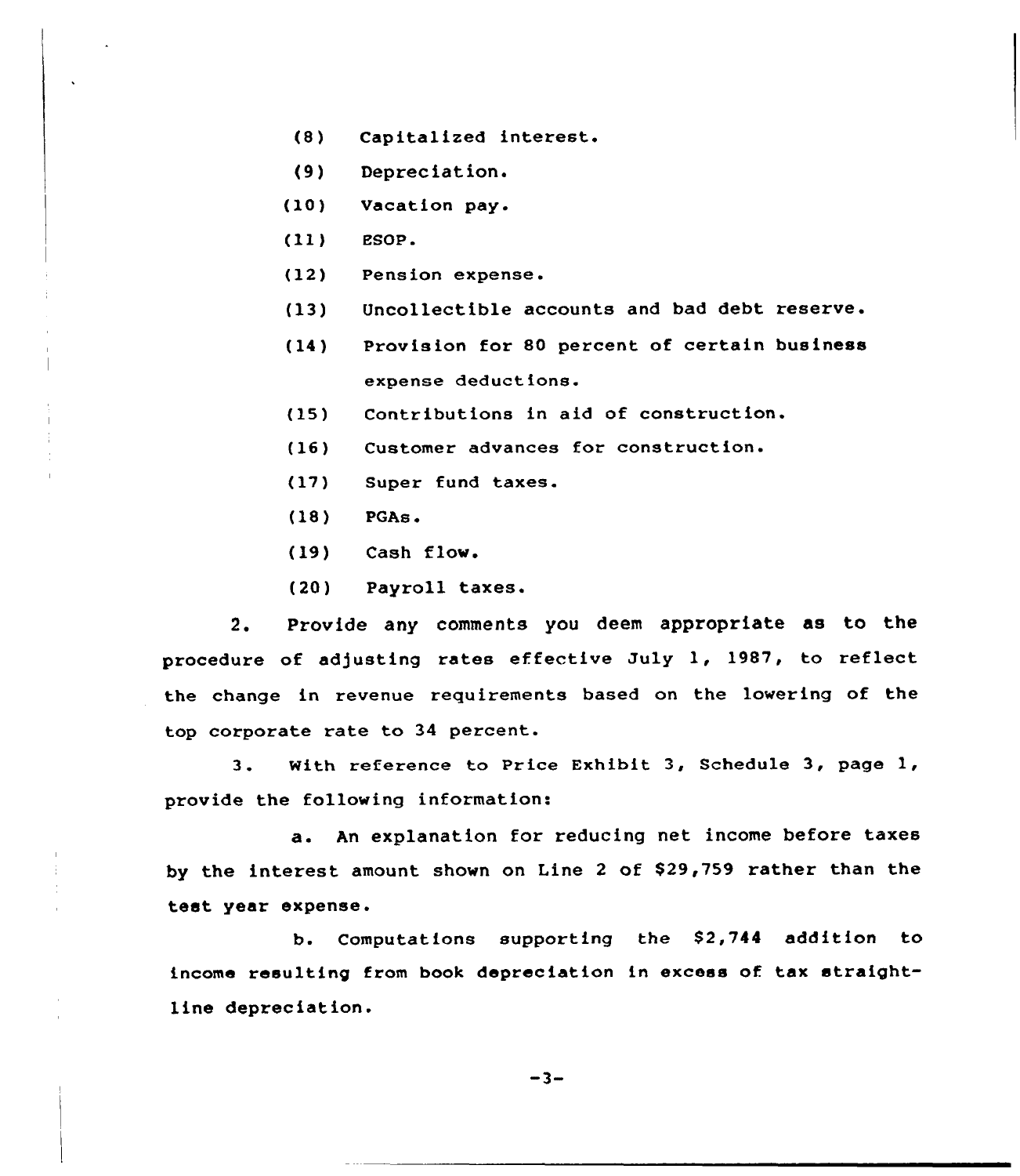(8) Capitalized interest.

(9) Depreciation.

(10) Vacation pay.

(11) ESOP.

(12) Pension expense.

(13) Uncollectible accounts and bad debt reserve.

(14) Provision for 80 percent of certain business expense deductions.

(15) Contributions in aid of construction.

(16) Customer advances for construction.

(17) Super fund taxes.

(18) PGAs.

(19) Cash flow.

(20) Payroll taxes.

2. Provide any comments you deem appropriate as to the procedure of adjusting rates effective July 1, 1987, to reflect the change in revenue requirements based on the lowering of the top corporate rate to 34 percent.

3. With reference to Price Exhibit 3, Schedule 3, page 1, provide the following information:

a. An explanation for reducing net income before taxes by the interest amount shown on Line 2 of $29,759 rather than the test year expense.

b. Computations supporting the $2,744 addition to income resulting from book depreciation in excess of tax straight-line depreciation.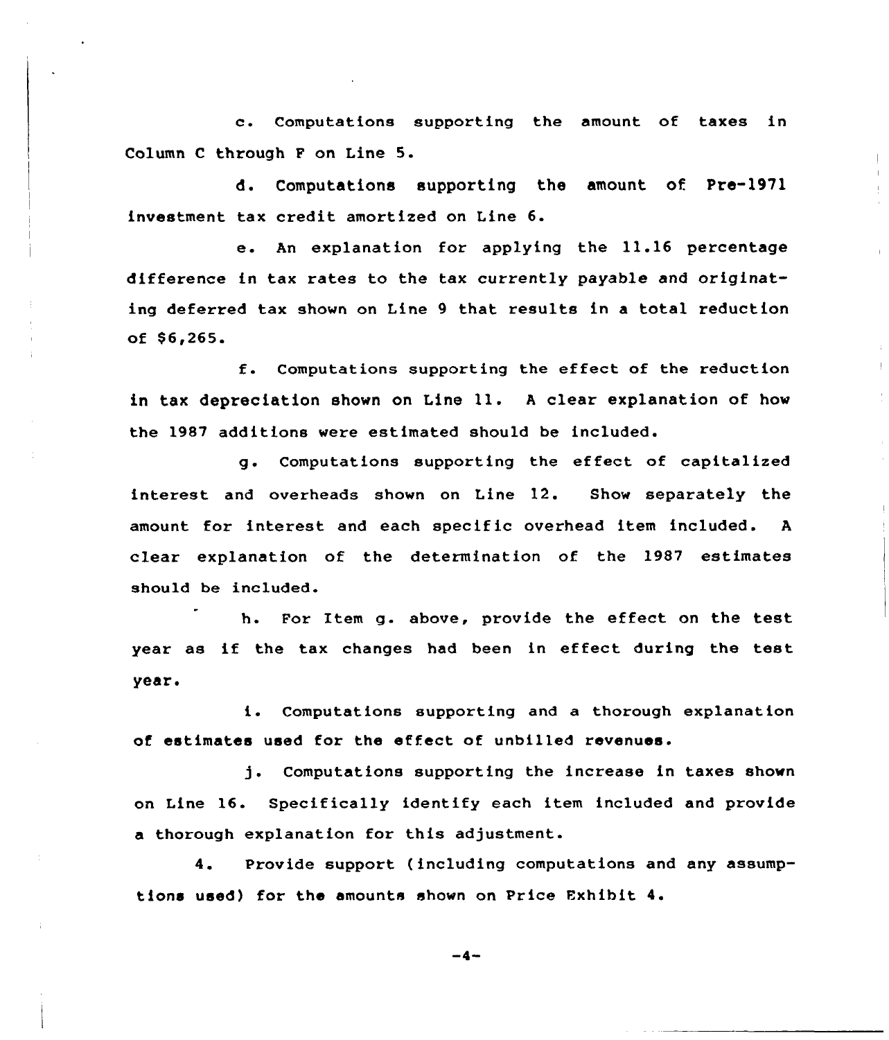c. Computations supporting the amount of taxes in Column C through F on Line 5.

d. Computations supporting the amount of Pre-1971 investment tax credit amortized on Line 6.

e. An explanation for applying the 11.16 percentage difference in tax rates to the tax currently payable and originating deferred tax shown on Line 9 that results in a total reduction of $6,265.

f. Computations supporting the effect of the reduction in tax depreciation shown on Line 11. A clear explanation of how the 1987 additions were estimated should be included.

g. Computations supporting the effect of capitalized interest and overheads shown on Line 12. Show separately the amount for interest and each specific overhead item included. A clear explanation of the determination of the 1987 estimates should be included.

h. For Item g. above, provide the effect on the test year as if the tax changes had been in effect during the test year.

i. Computations supporting and a thorough explanation of estimates used for the effect of unbilled revenues.

j. Computations supporting the increase in taxes shown on Line 16. Specifically identify each item included and provide a thorough explanation for this adjustment.

4. Provide support (including computations and any assumptions used) for the amounts shown on Price Exhibit 4.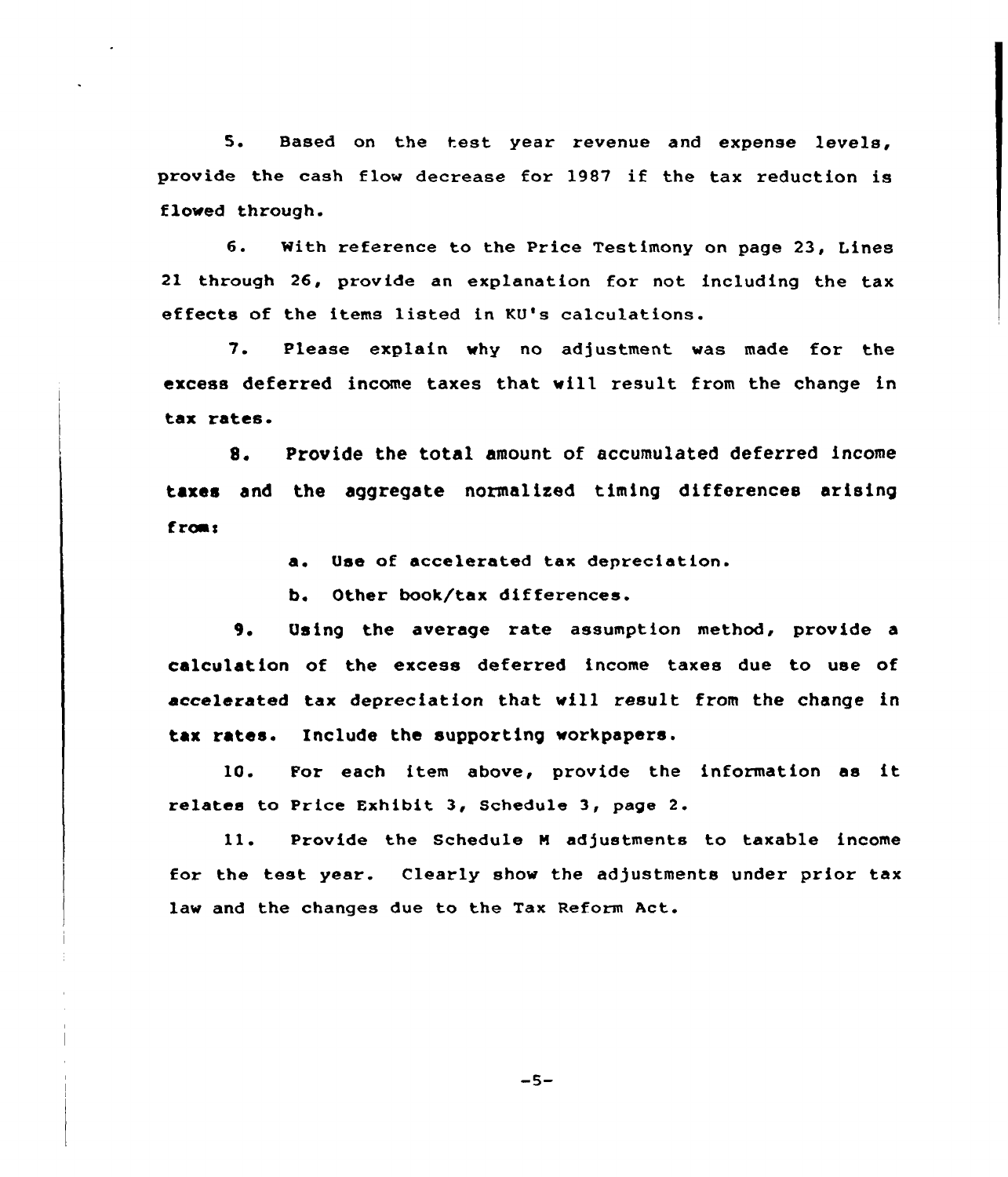5. Based on the test year revenue and expense levels, provide the cash flow decrease for 1987 if the tax reduction is flowed through.

6. With reference to the Price Testimony on page 23, Lines 21 through 26, provide an explanation for not including the tax effects of the items listed in KU's calculations.

7. Please explain why no adjustment was made for the excess deferred income taxes that will result from the change in tax rates.

8. Provide the total amount of accumulated deferred income taxes and the aggregate normalized timing differences arising from:

a. Use of accelerated tax depreciation.

b. Other book/tax differences.

9. Using the average rate assumption method, provide a calculation of the excess deferred income taxes due to use of accelerated tax depreciation that will result from the change in tax rates. Include the supporting workpapers.

10. For each item above, provide the information as it relates to Price Exhibit 3, Schedule 3, page 2.

11. Provide the Schedule M adjustments to taxable income for the test year. Clearly show the adjustments under prior tax law and the changes due to the Tax Reform Act.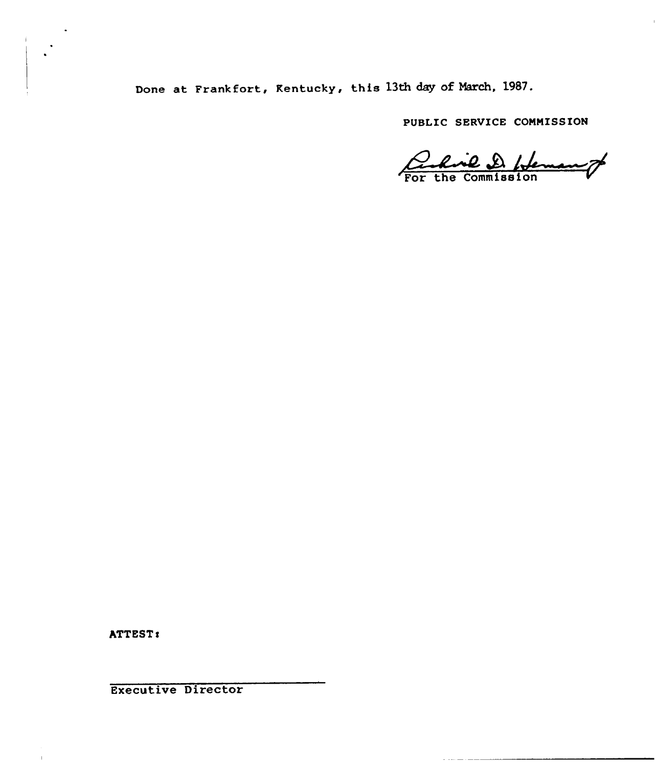Done at Frankfort, Kentucky, this 13th day of March, 1987.

PUBLIC SERVICE COMMISSION

For the Commission

ATTEST:

Executive Director